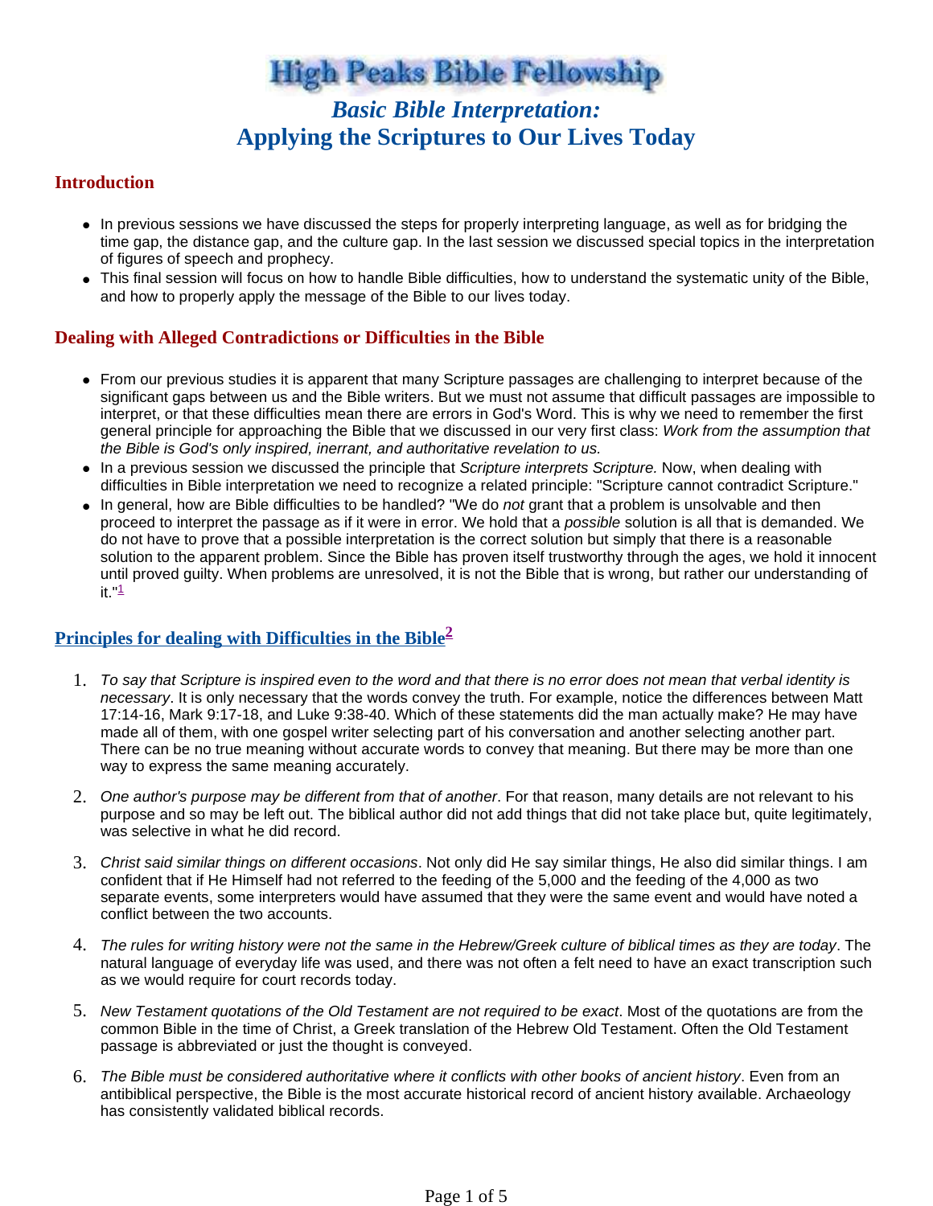# High Peaks Bible Fellowship

## *Basic Bible Interpretation:* Applying the Scriptures to Our Lives Today

### Introduction

- In previous sessions we have discussed the steps for properly interpreting language, as well as for bridging the time gap, the distance gap, and the culture gap. In the last session we discussed special topics in the interpretation of figures of speech and prophecy.
- This final session will focus on how to handle Bible difficulties, how to understand the systematic unity of the Bible, and how to properly apply the message of the Bible to our lives today.

### Dealing with Alleged Contradictions or Difficulties in the Bible

- From our previous studies it is apparent that many Scripture passages are challenging to interpret because of the significant gaps between us and the Bible writers. But we must not assume that difficult passages are impossible to interpret, or that these difficulties mean there are errors in God's Word. This is why we need to remember the first general principle for approaching the Bible that we discussed in our very first class: *Work from the assumption that the Bible is God's only inspired, inerrant, and authoritative revelation to us.*
- In a previous session we discussed the principle that *Scripture interprets Scripture.* Now, when dealing with difficulties in Bible interpretation we need to recognize a related principle: "Scripture cannot contradict Scripture."
- In general, how are Bible difficulties to be handled? "We do *not* grant that a problem is unsolvable and then proceed to interpret the passage as if it were in error. We hold that a *possible* solution is all that is demanded. We do not have to prove that a possible interpretation is the correct solution but simply that there is a reasonable solution to the apparent problem. Since the Bible has proven itself trustworthy through the ages, we hold it innocent until proved guilty. When problems are unresolved, it is not the Bible that is wrong, but rather our understanding of it."[1]

### Principles for dealing with Difficulties in the Bible[2]

1. *To say that Scripture is inspired even to the word and that there is no error does not mean that verbal identity is necessary*. It is only necessary that the words convey the truth. For example, notice the differences between Matt 17:14-16, Mark 9:17-18, and Luke 9:38-40. Which of these statements did the man actually make? He may have made all of them, with one gospel writer selecting part of his conversation and another selecting another part. There can be no true meaning without accurate words to convey that meaning. But there may be more than one way to express the same meaning accurately.

2. *One author's purpose may be different from that of another*. For that reason, many details are not relevant to his purpose and so may be left out. The biblical author did not add things that did not take place but, quite legitimately, was selective in what he did record.

3. *Christ said similar things on different occasions*. Not only did He say similar things, He also did similar things. I am confident that if He Himself had not referred to the feeding of the 5,000 and the feeding of the 4,000 as two separate events, some interpreters would have assumed that they were the same event and would have noted a conflict between the two accounts.

4. *The rules for writing history were not the same in the Hebrew/Greek culture of biblical times as they are today*. The natural language of everyday life was used, and there was not often a felt need to have an exact transcription such as we would require for court records today.

5. *New Testament quotations of the Old Testament are not required to be exact*. Most of the quotations are from the common Bible in the time of Christ, a Greek translation of the Hebrew Old Testament. Often the Old Testament passage is abbreviated or just the thought is conveyed.

6. *The Bible must be considered authoritative where it conflicts with other books of ancient history*. Even from an antibiblical perspective, the Bible is the most accurate historical record of ancient history available. Archaeology has consistently validated biblical records.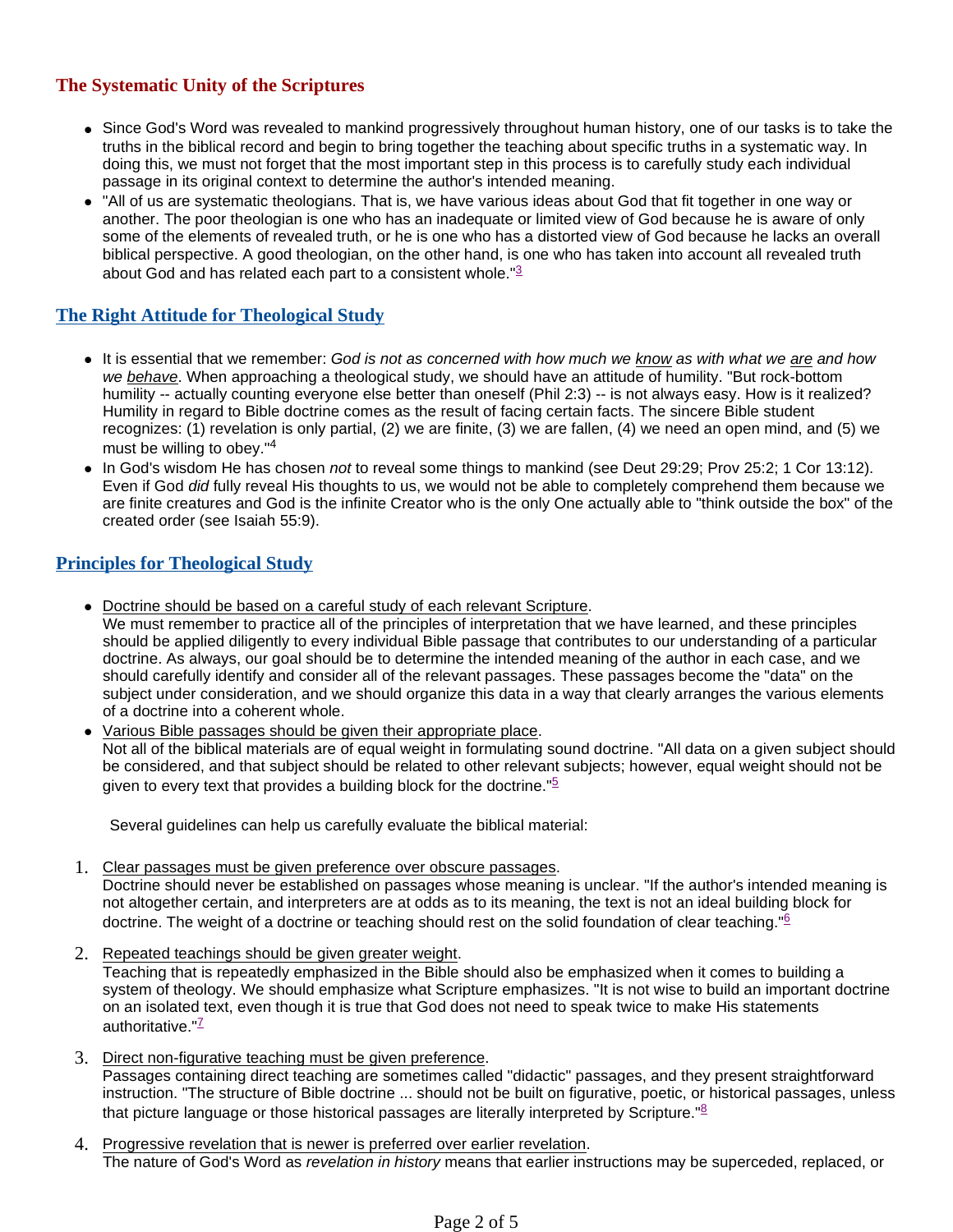## The Systematic Unity of the Scriptures

- Since God's Word was revealed to mankind progressively throughout human history, one of our tasks is to take the truths in the biblical record and begin to bring together the teaching about specific truths in a systematic way. In doing this, we must not forget that the most important step in this process is to carefully study each individual passage in its original context to determine the author's intended meaning.
- "All of us are systematic theologians. That is, we have various ideas about God that fit together in one way or another. The poor theologian is one who has an inadequate or limited view of God because he is aware of only some of the elements of revealed truth, or he is one who has a distorted view of God because he lacks an overall biblical perspective. A good theologian, on the other hand, is one who has taken into account all revealed truth about God and has related each part to a consistent whole."[3]

## The Right Attitude for Theological Study

- It is essential that we remember: *God is not as concerned with how much we know as with what we are and how we behave*. When approaching a theological study, we should have an attitude of humility. "But rock-bottom humility -- actually counting everyone else better than oneself (Phil 2:3) -- is not always easy. How is it realized? Humility in regard to Bible doctrine comes as the result of facing certain facts. The sincere Bible student recognizes: (1) revelation is only partial, (2) we are finite, (3) we are fallen, (4) we need an open mind, and (5) we must be willing to obey."[4]
- In God's wisdom He has chosen *not* to reveal some things to mankind (see Deut 29:29; Prov 25:2; 1 Cor 13:12). Even if God *did* fully reveal His thoughts to us, we would not be able to completely comprehend them because we are finite creatures and God is the infinite Creator who is the only One actually able to "think outside the box" of the created order (see Isaiah 55:9).

## Principles for Theological Study

- Doctrine should be based on a careful study of each relevant Scripture.
  We must remember to practice all of the principles of interpretation that we have learned, and these principles should be applied diligently to every individual Bible passage that contributes to our understanding of a particular doctrine. As always, our goal should be to determine the intended meaning of the author in each case, and we should carefully identify and consider all of the relevant passages. These passages become the "data" on the subject under consideration, and we should organize this data in a way that clearly arranges the various elements of a doctrine into a coherent whole.
- Various Bible passages should be given their appropriate place.
  Not all of the biblical materials are of equal weight in formulating sound doctrine. "All data on a given subject should be considered, and that subject should be related to other relevant subjects; however, equal weight should not be given to every text that provides a building block for the doctrine."[5]

  Several guidelines can help us carefully evaluate the biblical material:

1. Clear passages must be given preference over obscure passages.
   Doctrine should never be established on passages whose meaning is unclear. "If the author's intended meaning is not altogether certain, and interpreters are at odds as to its meaning, the text is not an ideal building block for doctrine. The weight of a doctrine or teaching should rest on the solid foundation of clear teaching."[6]
2. Repeated teachings should be given greater weight.
   Teaching that is repeatedly emphasized in the Bible should also be emphasized when it comes to building a system of theology. We should emphasize what Scripture emphasizes. "It is not wise to build an important doctrine on an isolated text, even though it is true that God does not need to speak twice to make His statements authoritative."[7]
3. Direct non-figurative teaching must be given preference.
   Passages containing direct teaching are sometimes called "didactic" passages, and they present straightforward instruction. "The structure of Bible doctrine ... should not be built on figurative, poetic, or historical passages, unless that picture language or those historical passages are literally interpreted by Scripture."[8]
4. Progressive revelation that is newer is preferred over earlier revelation.
   The nature of God's Word as *revelation in history* means that earlier instructions may be superceded, replaced, or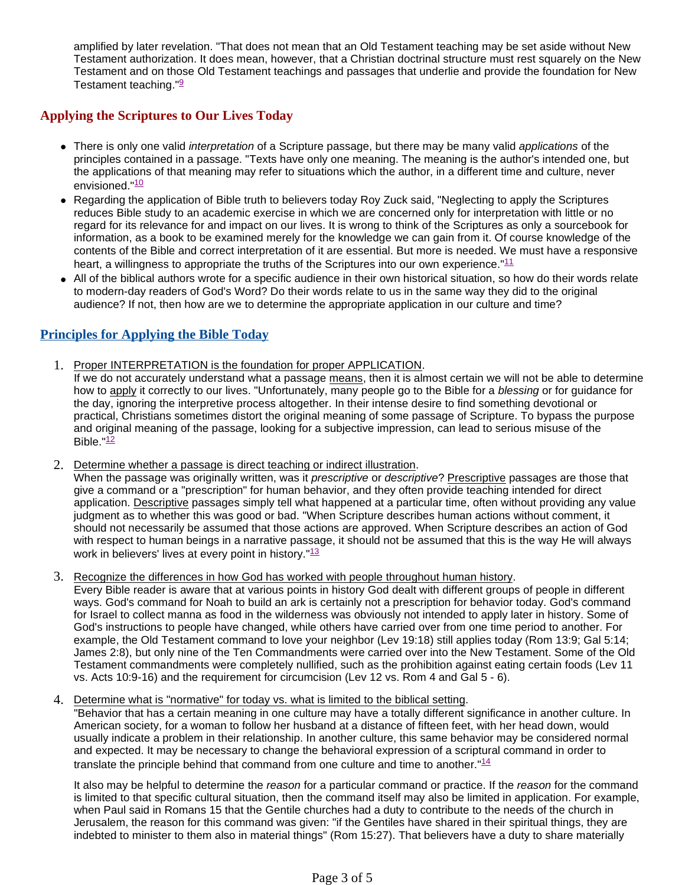amplified by later revelation. "That does not mean that an Old Testament teaching may be set aside without New Testament authorization. It does mean, however, that a Christian doctrinal structure must rest squarely on the New Testament and on those Old Testament teachings and passages that underlie and provide the foundation for New Testament teaching."[9]

## Applying the Scriptures to Our Lives Today

- There is only one valid *interpretation* of a Scripture passage, but there may be many valid *applications* of the principles contained in a passage. "Texts have only one meaning. The meaning is the author's intended one, but the applications of that meaning may refer to situations which the author, in a different time and culture, never envisioned."[10]
- Regarding the application of Bible truth to believers today Roy Zuck said, "Neglecting to apply the Scriptures reduces Bible study to an academic exercise in which we are concerned only for interpretation with little or no regard for its relevance for and impact on our lives. It is wrong to think of the Scriptures as only a sourcebook for information, as a book to be examined merely for the knowledge we can gain from it. Of course knowledge of the contents of the Bible and correct interpretation of it are essential. But more is needed. We must have a responsive heart, a willingness to appropriate the truths of the Scriptures into our own experience."[11]
- All of the biblical authors wrote for a specific audience in their own historical situation, so how do their words relate to modern-day readers of God's Word? Do their words relate to us in the same way they did to the original audience? If not, then how are we to determine the appropriate application in our culture and time?

## Principles for Applying the Bible Today

1. Proper INTERPRETATION is the foundation for proper APPLICATION.
   If we do not accurately understand what a passage means, then it is almost certain we will not be able to determine how to apply it correctly to our lives. "Unfortunately, many people go to the Bible for a *blessing* or for guidance for the day, ignoring the interpretive process altogether. In their intense desire to find something devotional or practical, Christians sometimes distort the original meaning of some passage of Scripture. To bypass the purpose and original meaning of the passage, looking for a subjective impression, can lead to serious misuse of the Bible."[12]

2. Determine whether a passage is direct teaching or indirect illustration.
   When the passage was originally written, was it *prescriptive* or *descriptive*? Prescriptive passages are those that give a command or a "prescription" for human behavior, and they often provide teaching intended for direct application. Descriptive passages simply tell what happened at a particular time, often without providing any value judgment as to whether this was good or bad. "When Scripture describes human actions without comment, it should not necessarily be assumed that those actions are approved. When Scripture describes an action of God with respect to human beings in a narrative passage, it should not be assumed that this is the way He will always work in believers' lives at every point in history."[13]

3. Recognize the differences in how God has worked with people throughout human history.
   Every Bible reader is aware that at various points in history God dealt with different groups of people in different ways. God's command for Noah to build an ark is certainly not a prescription for behavior today. God's command for Israel to collect manna as food in the wilderness was obviously not intended to apply later in history. Some of God's instructions to people have changed, while others have carried over from one time period to another. For example, the Old Testament command to love your neighbor (Lev 19:18) still applies today (Rom 13:9; Gal 5:14; James 2:8), but only nine of the Ten Commandments were carried over into the New Testament. Some of the Old Testament commandments were completely nullified, such as the prohibition against eating certain foods (Lev 11 vs. Acts 10:9-16) and the requirement for circumcision (Lev 12 vs. Rom 4 and Gal 5 - 6).

4. Determine what is "normative" for today vs. what is limited to the biblical setting.
   "Behavior that has a certain meaning in one culture may have a totally different significance in another culture. In American society, for a woman to follow her husband at a distance of fifteen feet, with her head down, would usually indicate a problem in their relationship. In another culture, this same behavior may be considered normal and expected. It may be necessary to change the behavioral expression of a scriptural command in order to translate the principle behind that command from one culture and time to another."[14]

   It also may be helpful to determine the *reason* for a particular command or practice. If the *reason* for the command is limited to that specific cultural situation, then the command itself may also be limited in application. For example, when Paul said in Romans 15 that the Gentile churches had a duty to contribute to the needs of the church in Jerusalem, the reason for this command was given: "if the Gentiles have shared in their spiritual things, they are indebted to minister to them also in material things" (Rom 15:27). That believers have a duty to share materially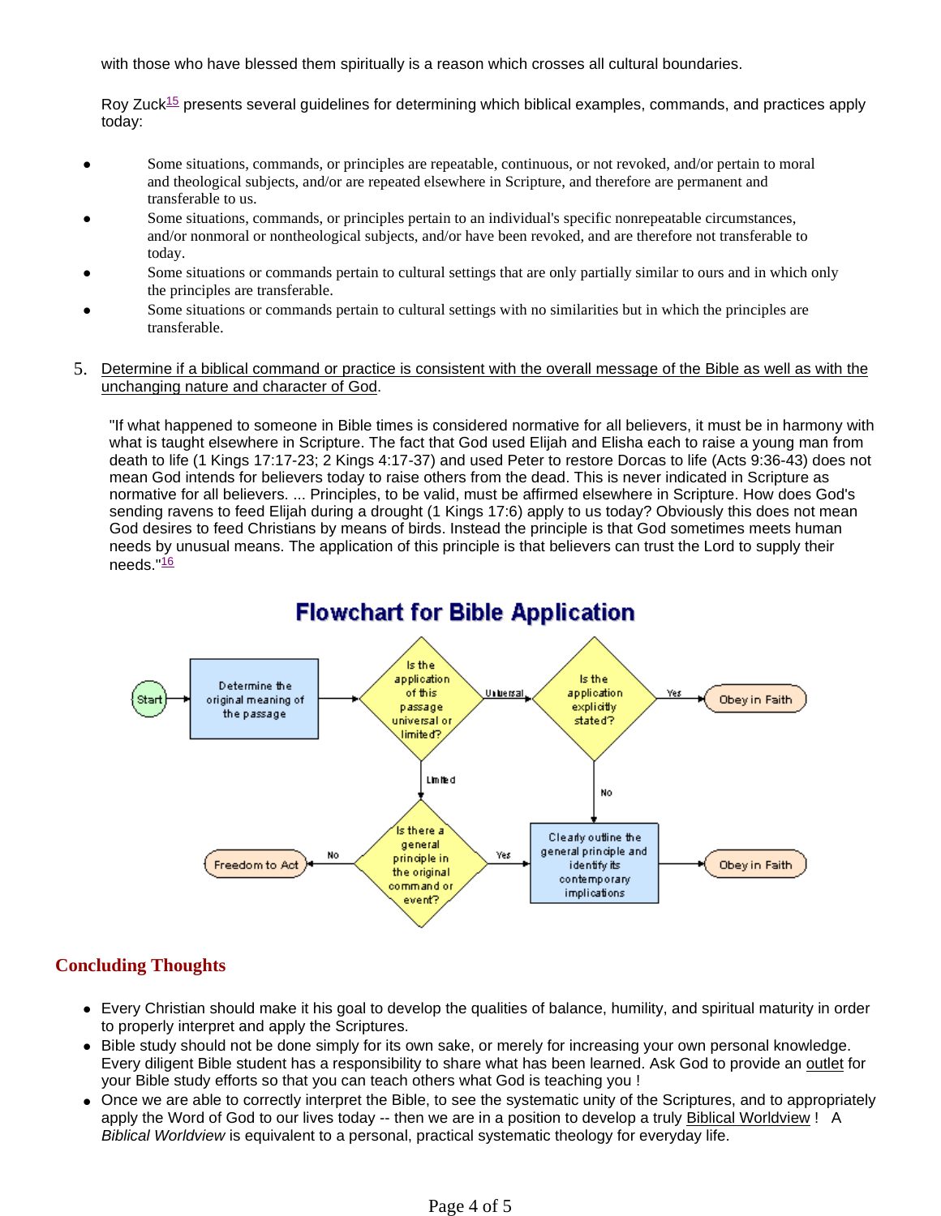with those who have blessed them spiritually is a reason which crosses all cultural boundaries.

Roy Zuck[15] presents several guidelines for determining which biblical examples, commands, and practices apply today:

- Some situations, commands, or principles are repeatable, continuous, or not revoked, and/or pertain to moral and theological subjects, and/or are repeated elsewhere in Scripture, and therefore are permanent and transferable to us.
- Some situations, commands, or principles pertain to an individual's specific nonrepeatable circumstances, and/or nonmoral or nontheological subjects, and/or have been revoked, and are therefore not transferable to today.
- Some situations or commands pertain to cultural settings that are only partially similar to ours and in which only the principles are transferable.
- Some situations or commands pertain to cultural settings with no similarities but in which the principles are transferable.

5. Determine if a biblical command or practice is consistent with the overall message of the Bible as well as with the unchanging nature and character of God.

   "If what happened to someone in Bible times is considered normative for all believers, it must be in harmony with what is taught elsewhere in Scripture. The fact that God used Elijah and Elisha each to raise a young man from death to life (1 Kings 17:17-23; 2 Kings 4:17-37) and used Peter to restore Dorcas to life (Acts 9:36-43) does not mean God intends for believers today to raise others from the dead. This is never indicated in Scripture as normative for all believers. ... Principles, to be valid, must be affirmed elsewhere in Scripture. How does God's sending ravens to feed Elijah during a drought (1 Kings 17:6) apply to us today? Obviously this does not mean God desires to feed Christians by means of birds. Instead the principle is that God sometimes meets human needs by unusual means. The application of this principle is that believers can trust the Lord to supply their needs."[16]

**Flowchart for Bible Application**

- Start → Determine the original meaning of the passage → Is the application of this passage universal or limited?
  - Universal → Is the application explicitly stated?
    - Yes → Obey in Faith
    - No → Clearly outline the general principle and identify its contemporary implications → Obey in Faith
  - Limited → Is there a general principle in the original command or event?
    - Yes → Clearly outline the general principle and identify its contemporary implications → Obey in Faith
    - No → Freedom to Act

## Concluding Thoughts

- Every Christian should make it his goal to develop the qualities of balance, humility, and spiritual maturity in order to properly interpret and apply the Scriptures.
- Bible study should not be done simply for its own sake, or merely for increasing your own personal knowledge. Every diligent Bible student has a responsibility to share what has been learned. Ask God to provide an outlet for your Bible study efforts so that you can teach others what God is teaching you !
- Once we are able to correctly interpret the Bible, to see the systematic unity of the Scriptures, and to appropriately apply the Word of God to our lives today -- then we are in a position to develop a truly Biblical Worldview ! A *Biblical Worldview* is equivalent to a personal, practical systematic theology for everyday life.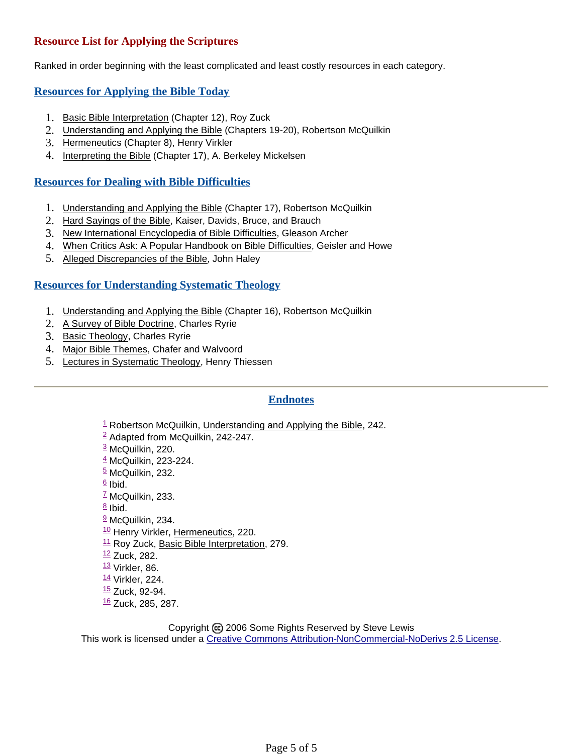## Resource List for Applying the Scriptures

Ranked in order beginning with the least complicated and least costly resources in each category.

### Resources for Applying the Bible Today

1. Basic Bible Interpretation (Chapter 12), Roy Zuck
2. Understanding and Applying the Bible (Chapters 19-20), Robertson McQuilkin
3. Hermeneutics (Chapter 8), Henry Virkler
4. Interpreting the Bible (Chapter 17), A. Berkeley Mickelsen

### Resources for Dealing with Bible Difficulties

1. Understanding and Applying the Bible (Chapter 17), Robertson McQuilkin
2. Hard Sayings of the Bible, Kaiser, Davids, Bruce, and Brauch
3. New International Encyclopedia of Bible Difficulties, Gleason Archer
4. When Critics Ask: A Popular Handbook on Bible Difficulties, Geisler and Howe
5. Alleged Discrepancies of the Bible, John Haley

### Resources for Understanding Systematic Theology

1. Understanding and Applying the Bible (Chapter 16), Robertson McQuilkin
2. A Survey of Bible Doctrine, Charles Ryrie
3. Basic Theology, Charles Ryrie
4. Major Bible Themes, Chafer and Walvoord
5. Lectures in Systematic Theology, Henry Thiessen

---

### Endnotes

[1] Robertson McQuilkin, Understanding and Applying the Bible, 242.
[2] Adapted from McQuilkin, 242-247.
[3] McQuilkin, 220.
[4] McQuilkin, 223-224.
[5] McQuilkin, 232.
[6] Ibid.
[7] McQuilkin, 233.
[8] Ibid.
[9] McQuilkin, 234.
[10] Henry Virkler, Hermeneutics, 220.
[11] Roy Zuck, Basic Bible Interpretation, 279.
[12] Zuck, 282.
[13] Virkler, 86.
[14] Virkler, 224.
[15] Zuck, 92-94.
[16] Zuck, 285, 287.

Copyright (cc) 2006 Some Rights Reserved by Steve Lewis
This work is licensed under a Creative Commons Attribution-NonCommercial-NoDerivs 2.5 License.